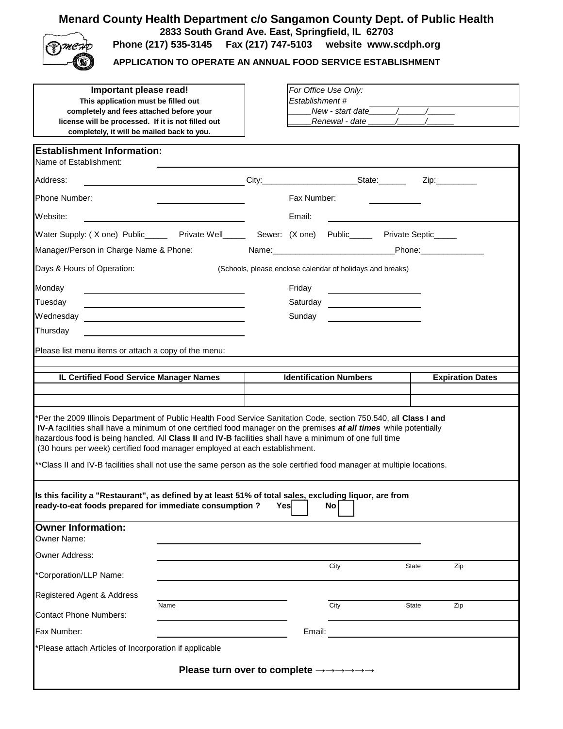# Menard County Health Department c/o Sangamon County Dept. of Public Health

**2833 South Grand Ave. East, Springfield, IL 62703**

**Phone (217) 535-3145 Fax (217) 747-5103 website www.scdph.org**

## APPLICATION TO OPERATE AN ANNUAL FOOD SERVICE ESTABLISHMENT

**Important please read!**
**This application must be filled out completely and fees attached before your license will be processed. If it is not filled out completely, it will be mailed back to you.**

*For Office Use Only:*
*Establishment #*
*_____New - start date______/______/______*
*_____Renewal - date ______/______/______*

### Establishment Information:

Name of Establishment:

Address: City:_____________________State:______ Zip:_________

Phone Number: Fax Number:

Website: Email:

Water Supply: ( X one) Public_____ Private Well_____ Sewer: (X one) Public_____ Private Septic_____

Manager/Person in Charge Name & Phone: Name:__________________________Phone:______________

Days & Hours of Operation: (Schools, please enclose calendar of holidays and breaks)

Monday

Tuesday

Wednesday

Thursday

Friday

Saturday

Sunday

Please list menu items or attach a copy of the menu:

| IL Certified Food Service Manager Names | Identification Numbers | Expiration Dates |
|---|---|---|
| | | |
| | | |

*Per the 2009 Illinois Department of Public Health Food Service Sanitation Code, section 750.540, all **Class I and IV-A** facilities shall have a minimum of one certified food manager on the premises ***at all times*** while potentially hazardous food is being handled. All **Class II** and **IV-B** facilities shall have a minimum of one full time (30 hours per week) certified food manager employed at each establishment.

**Class II and IV-B facilities shall not use the same person as the sole certified food manager at multiple locations.

**Is this facility a "Restaurant", as defined by at least 51% of total sales, excluding liquor, are from ready-to-eat foods prepared for immediate consumption ? Yes ☐ No ☐**

### Owner Information:

Owner Name:

Owner Address:
City State Zip

*Corporation/LLP Name:

Registered Agent & Address
Name City State Zip

Contact Phone Numbers:

Fax Number: Email:

*Please attach Articles of Incorporation if applicable

**Please turn over to complete →→→→→→**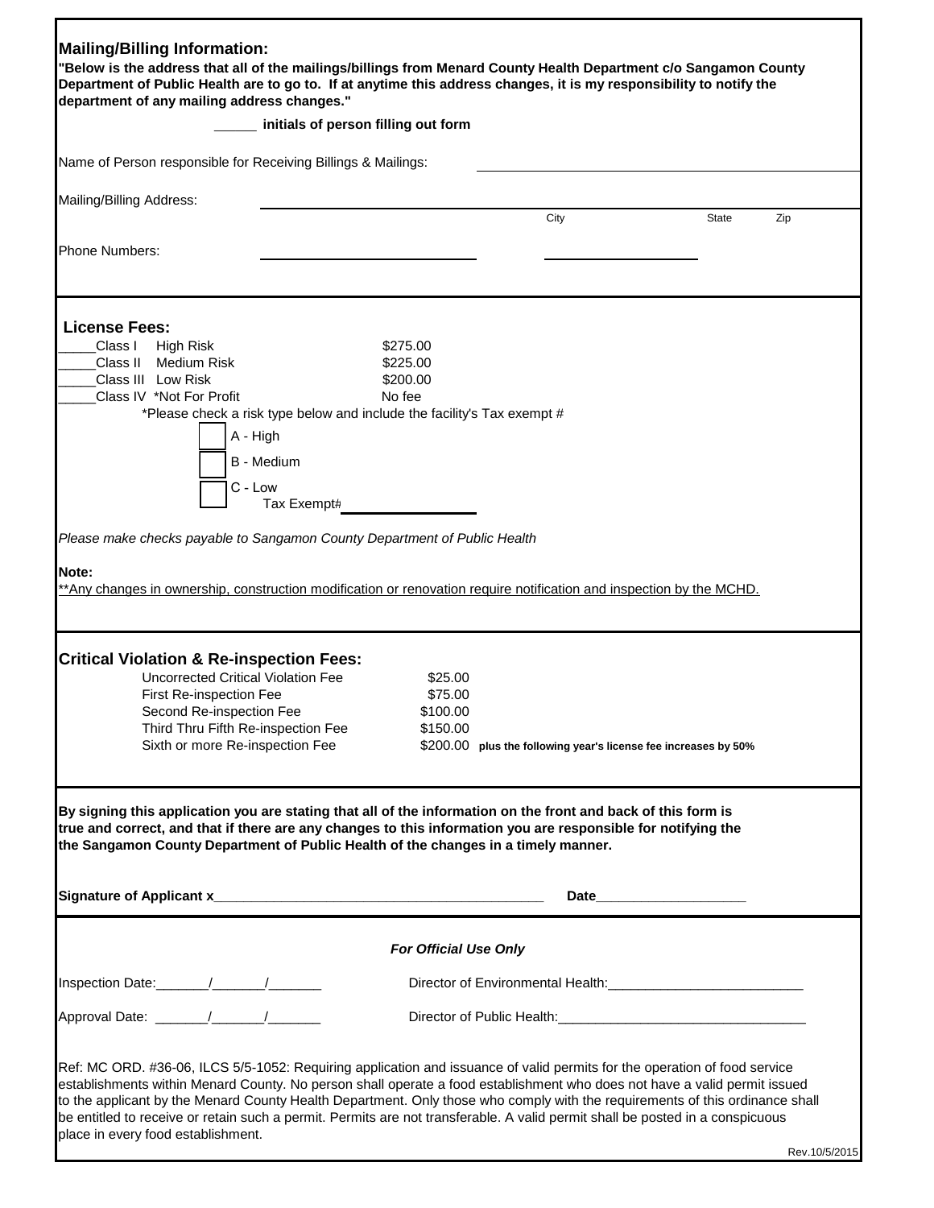## Mailing/Billing Information:

**"Below is the address that all of the mailings/billings from Menard County Health Department c/o Sangamon County Department of Public Health are to go to. If at anytime this address changes, it is my responsibility to notify the department of any mailing address changes."**

_____ **initials of person filling out form**

Name of Person responsible for Receiving Billings & Mailings: ______________________________

Mailing/Billing Address: ______________________________

City State Zip

Phone Numbers: ____________________ ____________________

## License Fees:

| | | |
|---|---|---|
| _____Class I | High Risk | $275.00 |
| _____Class II | Medium Risk | $225.00 |
| _____Class III | Low Risk | $200.00 |
| _____Class IV | *Not For Profit | No fee |

*Please check a risk type below and include the facility's Tax exempt #

☐ A - High

☐ B - Medium

☐ C - Low

Tax Exempt# ____________________

*Please make checks payable to Sangamon County Department of Public Health*

**Note:**

**Any changes in ownership, construction modification or renovation require notification and inspection by the MCHD.

## Critical Violation & Re-inspection Fees:

| | |
|---|---|
| Uncorrected Critical Violation Fee | $25.00 |
| First Re-inspection Fee | $75.00 |
| Second Re-inspection Fee | $100.00 |
| Third Thru Fifth Re-inspection Fee | $150.00 |
| Sixth or more Re-inspection Fee | $200.00 **plus the following year's license fee increases by 50%** |

**By signing this application you are stating that all of the information on the front and back of this form is true and correct, and that if there are any changes to this information you are responsible for notifying the the Sangamon County Department of Public Health of the changes in a timely manner.**

**Signature of Applicant x**______________________________ **Date**____________________

***For Official Use Only***

Inspection Date:_______/_______/_______ Director of Environmental Health:__________________________

Approval Date: _______/_______/_______ Director of Public Health:________________________________

Ref: MC ORD. #36-06, ILCS 5/5-1052: Requiring application and issuance of valid permits for the operation of food service establishments within Menard County. No person shall operate a food establishment who does not have a valid permit issued to the applicant by the Menard County Health Department. Only those who comply with the requirements of this ordinance shall be entitled to receive or retain such a permit. Permits are not transferable. A valid permit shall be posted in a conspicuous place in every food establishment.

Rev.10/5/2015